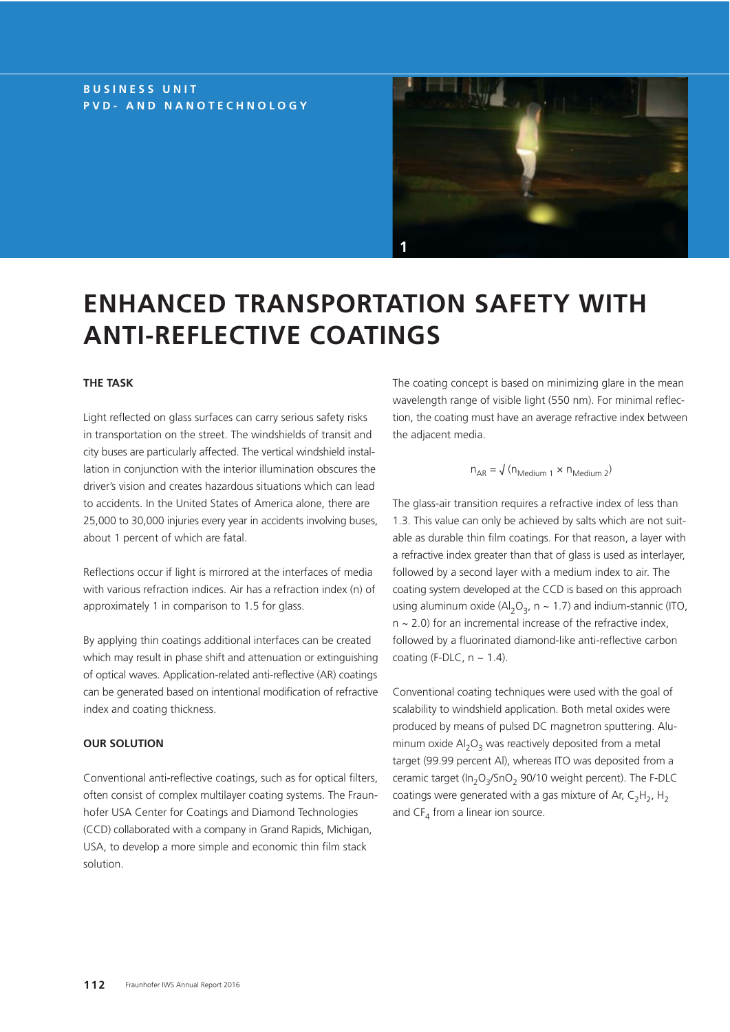BUSINESS UNIT
PVD- AND NANOTECHNOLOGY

1

# ENHANCED TRANSPORTATION SAFETY WITH ANTI-REFLECTIVE COATINGS

### THE TASK

Light reflected on glass surfaces can carry serious safety risks in transportation on the street. The windshields of transit and city buses are particularly affected. The vertical windshield installation in conjunction with the interior illumination obscures the driver's vision and creates hazardous situations which can lead to accidents. In the United States of America alone, there are 25,000 to 30,000 injuries every year in accidents involving buses, about 1 percent of which are fatal.

Reflections occur if light is mirrored at the interfaces of media with various refraction indices. Air has a refraction index (n) of approximately 1 in comparison to 1.5 for glass.

By applying thin coatings additional interfaces can be created which may result in phase shift and attenuation or extinguishing of optical waves. Application-related anti-reflective (AR) coatings can be generated based on intentional modification of refractive index and coating thickness.

### OUR SOLUTION

Conventional anti-reflective coatings, such as for optical filters, often consist of complex multilayer coating systems. The Fraunhofer USA Center for Coatings and Diamond Technologies (CCD) collaborated with a company in Grand Rapids, Michigan, USA, to develop a more simple and economic thin film stack solution.

The coating concept is based on minimizing glare in the mean wavelength range of visible light (550 nm). For minimal reflection, the coating must have an average refractive index between the adjacent media.

$$n_{AR} = \sqrt{(n_{Medium\ 1} \times n_{Medium\ 2})}$$

The glass-air transition requires a refractive index of less than 1.3. This value can only be achieved by salts which are not suitable as durable thin film coatings. For that reason, a layer with a refractive index greater than that of glass is used as interlayer, followed by a second layer with a medium index to air. The coating system developed at the CCD is based on this approach using aluminum oxide ($Al_2O_3$, n ~ 1.7) and indium-stannic (ITO, n ~ 2.0) for an incremental increase of the refractive index, followed by a fluorinated diamond-like anti-reflective carbon coating (F-DLC, n ~ 1.4).

Conventional coating techniques were used with the goal of scalability to windshield application. Both metal oxides were produced by means of pulsed DC magnetron sputtering. Aluminum oxide $Al_2O_3$ was reactively deposited from a metal target (99.99 percent Al), whereas ITO was deposited from a ceramic target ($In_2O_3$/$SnO_2$ 90/10 weight percent). The F-DLC coatings were generated with a gas mixture of Ar, $C_2H_2$, $H_2$ and $CF_4$ from a linear ion source.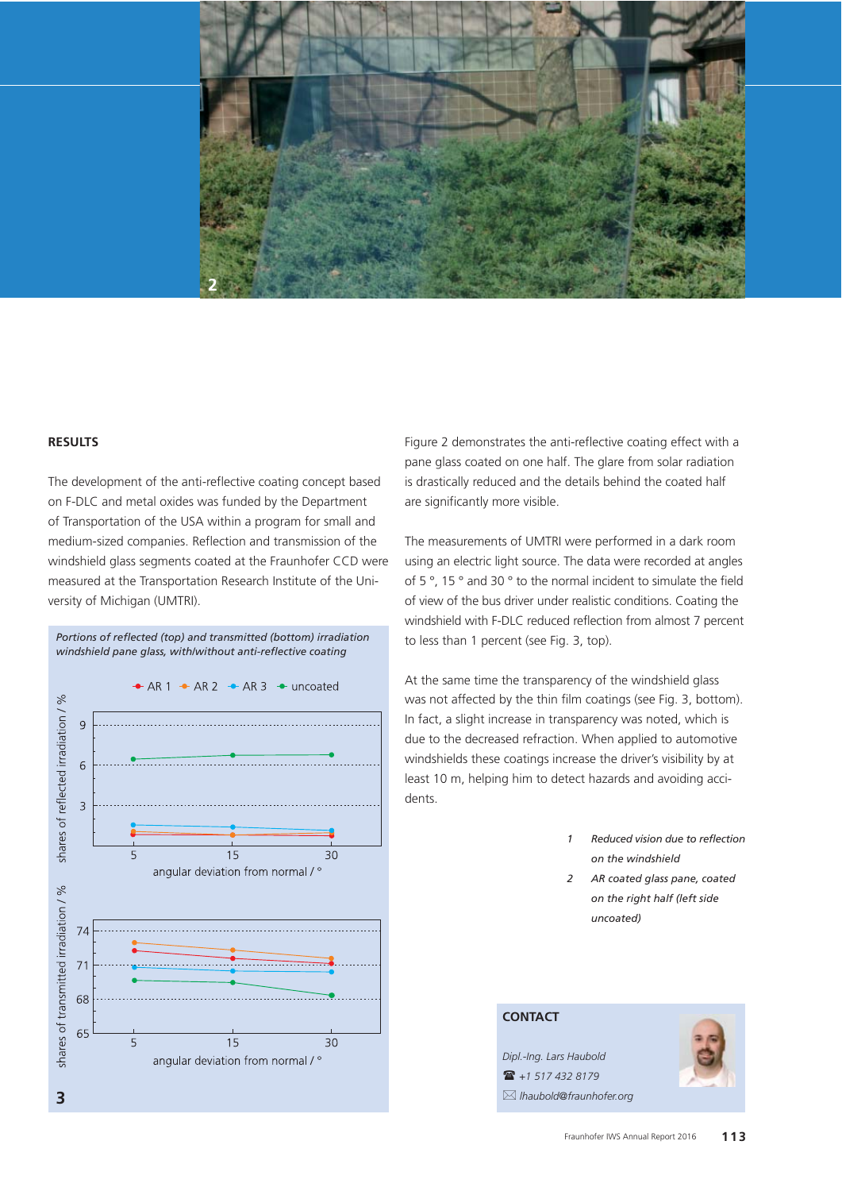## RESULTS

The development of the anti-reflective coating concept based on F-DLC and metal oxides was funded by the Department of Transportation of the USA within a program for small and medium-sized companies. Reflection and transmission of the windshield glass segments coated at the Fraunhofer CCD were measured at the Transportation Research Institute of the University of Michigan (UMTRI).

*Portions of reflected (top) and transmitted (bottom) irradiation windshield pane glass, with/without anti-reflective coating*

AR 1
AR 2
AR 3
uncoated

shares of reflected irradiation / %
9
6
3
5
15
30
angular deviation from normal / °

shares of transmitted irradiation / %
74
71
68
65
5
15
30
angular deviation from normal / °

**3**

Figure 2 demonstrates the anti-reflective coating effect with a pane glass coated on one half. The glare from solar radiation is drastically reduced and the details behind the coated half are significantly more visible.

The measurements of UMTRI were performed in a dark room using an electric light source. The data were recorded at angles of 5 °, 15 ° and 30 ° to the normal incident to simulate the field of view of the bus driver under realistic conditions. Coating the windshield with F-DLC reduced reflection from almost 7 percent to less than 1 percent (see Fig. 3, top).

At the same time the transparency of the windshield glass was not affected by the thin film coatings (see Fig. 3, bottom). In fact, a slight increase in transparency was noted, which is due to the decreased refraction. When applied to automotive windshields these coatings increase the driver's visibility by at least 10 m, helping him to detect hazards and avoiding accidents.

1 *Reduced vision due to reflection on the windshield*

2 *AR coated glass pane, coated on the right half (left side uncoated)*

### CONTACT

*Dipl.-Ing. Lars Haubold*

☎ *+1 517 432 8179*

✉ *lhaubold@fraunhofer.org*